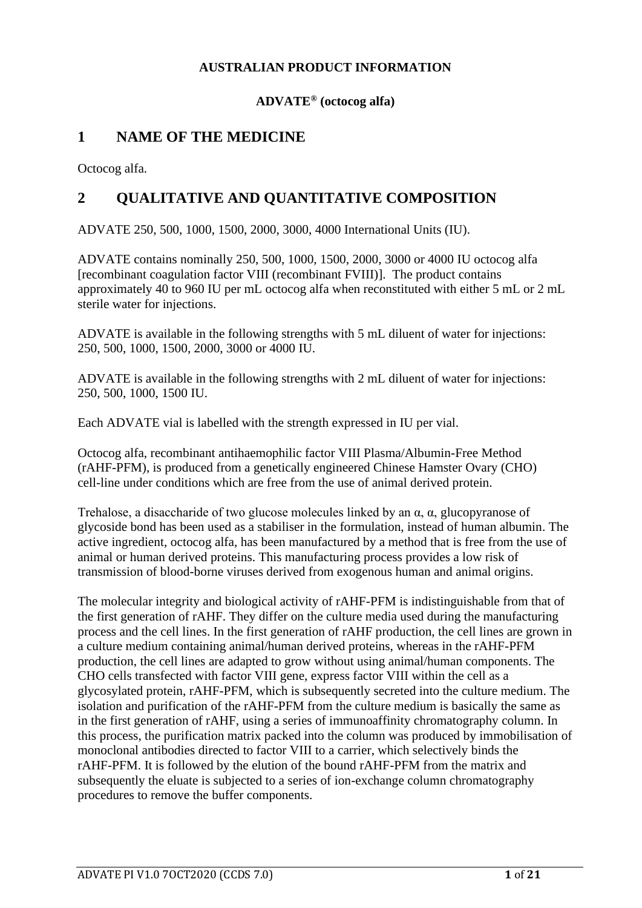**AUSTRALIAN PRODUCT INFORMATION**

**ADVATE® (octocog alfa)**

# 1 NAME OF THE MEDICINE

Octocog alfa.

# 2 QUALITATIVE AND QUANTITATIVE COMPOSITION

ADVATE 250, 500, 1000, 1500, 2000, 3000, 4000 International Units (IU).

ADVATE contains nominally 250, 500, 1000, 1500, 2000, 3000 or 4000 IU octocog alfa [recombinant coagulation factor VIII (recombinant FVIII)]. The product contains approximately 40 to 960 IU per mL octocog alfa when reconstituted with either 5 mL or 2 mL sterile water for injections.

ADVATE is available in the following strengths with 5 mL diluent of water for injections: 250, 500, 1000, 1500, 2000, 3000 or 4000 IU.

ADVATE is available in the following strengths with 2 mL diluent of water for injections: 250, 500, 1000, 1500 IU.

Each ADVATE vial is labelled with the strength expressed in IU per vial.

Octocog alfa, recombinant antihaemophilic factor VIII Plasma/Albumin-Free Method (rAHF-PFM), is produced from a genetically engineered Chinese Hamster Ovary (CHO) cell-line under conditions which are free from the use of animal derived protein.

Trehalose, a disaccharide of two glucose molecules linked by an α, α, glucopyranose of glycoside bond has been used as a stabiliser in the formulation, instead of human albumin. The active ingredient, octocog alfa, has been manufactured by a method that is free from the use of animal or human derived proteins. This manufacturing process provides a low risk of transmission of blood-borne viruses derived from exogenous human and animal origins.

The molecular integrity and biological activity of rAHF-PFM is indistinguishable from that of the first generation of rAHF. They differ on the culture media used during the manufacturing process and the cell lines. In the first generation of rAHF production, the cell lines are grown in a culture medium containing animal/human derived proteins, whereas in the rAHF-PFM production, the cell lines are adapted to grow without using animal/human components. The CHO cells transfected with factor VIII gene, express factor VIII within the cell as a glycosylated protein, rAHF-PFM, which is subsequently secreted into the culture medium. The isolation and purification of the rAHF-PFM from the culture medium is basically the same as in the first generation of rAHF, using a series of immunoaffinity chromatography column. In this process, the purification matrix packed into the column was produced by immobilisation of monoclonal antibodies directed to factor VIII to a carrier, which selectively binds the rAHF-PFM. It is followed by the elution of the bound rAHF-PFM from the matrix and subsequently the eluate is subjected to a series of ion-exchange column chromatography procedures to remove the buffer components.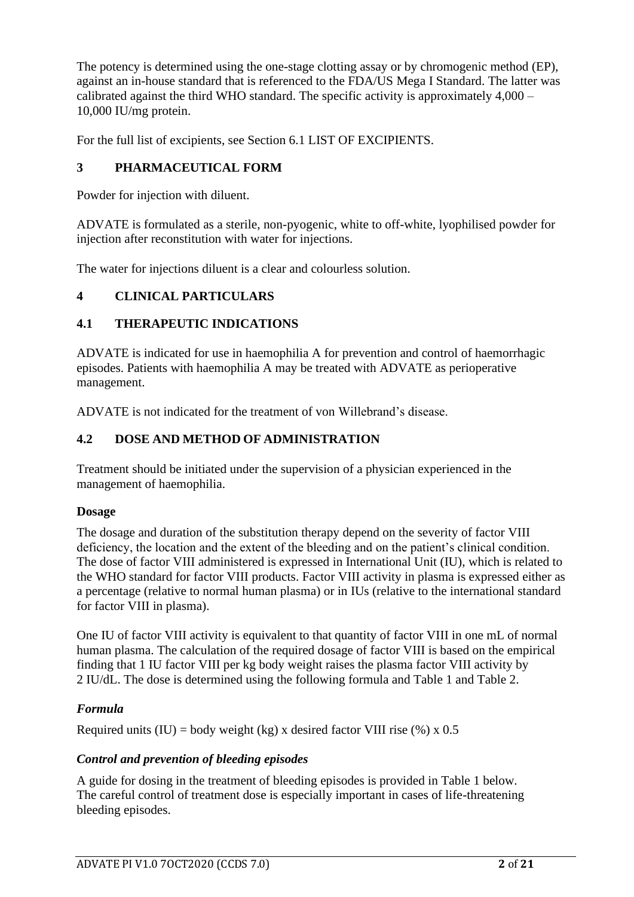The potency is determined using the one-stage clotting assay or by chromogenic method (EP), against an in-house standard that is referenced to the FDA/US Mega I Standard. The latter was calibrated against the third WHO standard. The specific activity is approximately 4,000 – 10,000 IU/mg protein.

For the full list of excipients, see Section 6.1 LIST OF EXCIPIENTS.

## 3 PHARMACEUTICAL FORM

Powder for injection with diluent.

ADVATE is formulated as a sterile, non-pyogenic, white to off-white, lyophilised powder for injection after reconstitution with water for injections.

The water for injections diluent is a clear and colourless solution.

## 4 CLINICAL PARTICULARS

### 4.1 THERAPEUTIC INDICATIONS

ADVATE is indicated for use in haemophilia A for prevention and control of haemorrhagic episodes. Patients with haemophilia A may be treated with ADVATE as perioperative management.

ADVATE is not indicated for the treatment of von Willebrand's disease.

### 4.2 DOSE AND METHOD OF ADMINISTRATION

Treatment should be initiated under the supervision of a physician experienced in the management of haemophilia.

**Dosage**

The dosage and duration of the substitution therapy depend on the severity of factor VIII deficiency, the location and the extent of the bleeding and on the patient's clinical condition. The dose of factor VIII administered is expressed in International Unit (IU), which is related to the WHO standard for factor VIII products. Factor VIII activity in plasma is expressed either as a percentage (relative to normal human plasma) or in IUs (relative to the international standard for factor VIII in plasma).

One IU of factor VIII activity is equivalent to that quantity of factor VIII in one mL of normal human plasma. The calculation of the required dosage of factor VIII is based on the empirical finding that 1 IU factor VIII per kg body weight raises the plasma factor VIII activity by 2 IU/dL. The dose is determined using the following formula and Table 1 and Table 2.

***Formula***

Required units (IU) = body weight (kg) x desired factor VIII rise (%) x 0.5

***Control and prevention of bleeding episodes***

A guide for dosing in the treatment of bleeding episodes is provided in Table 1 below. The careful control of treatment dose is especially important in cases of life-threatening bleeding episodes.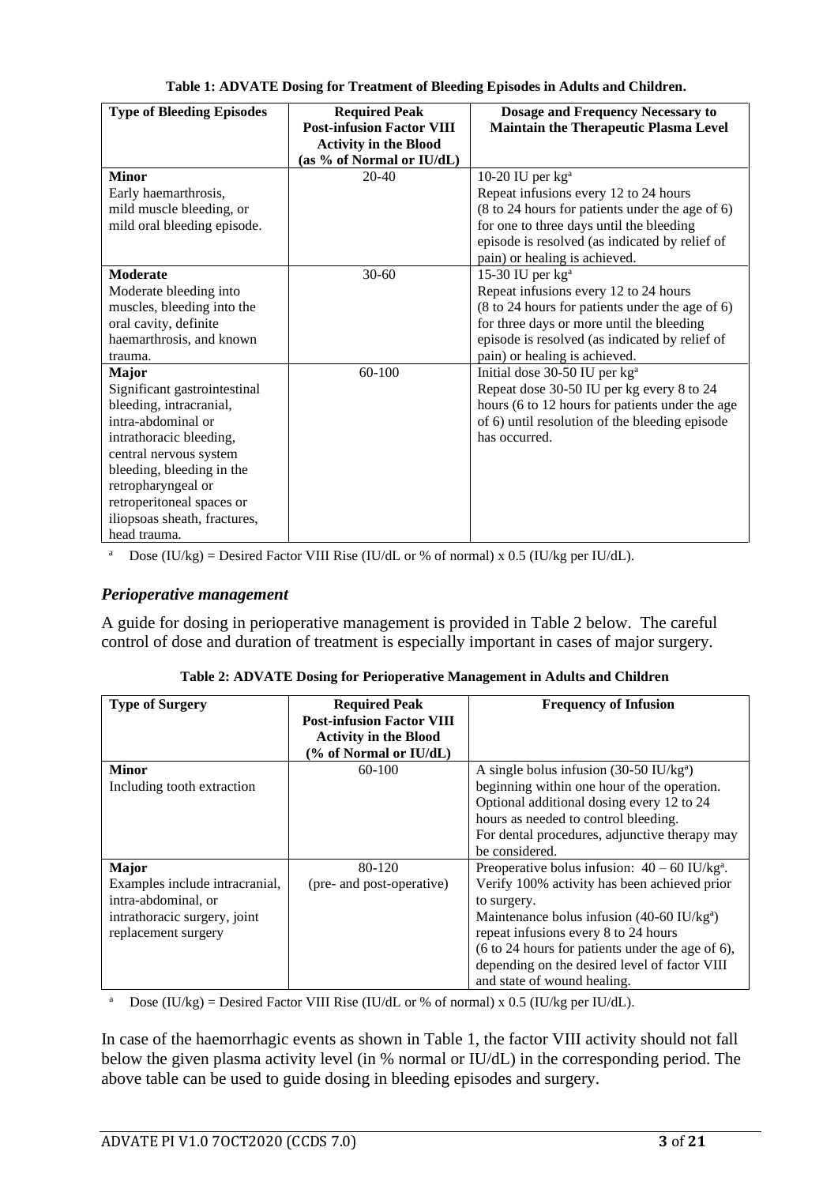**Table 1: ADVATE Dosing for Treatment of Bleeding Episodes in Adults and Children.**

| Type of Bleeding Episodes | Required Peak Post-infusion Factor VIII Activity in the Blood (as % of Normal or IU/dL) | Dosage and Frequency Necessary to Maintain the Therapeutic Plasma Level |
|---|---|---|
| **Minor** Early haemarthrosis, mild muscle bleeding, or mild oral bleeding episode. | 20-40 | 10-20 IU per kg[a] Repeat infusions every 12 to 24 hours (8 to 24 hours for patients under the age of 6) for one to three days until the bleeding episode is resolved (as indicated by relief of pain) or healing is achieved. |
| **Moderate** Moderate bleeding into muscles, bleeding into the oral cavity, definite haemarthrosis, and known trauma. | 30-60 | 15-30 IU per kg[a] Repeat infusions every 12 to 24 hours (8 to 24 hours for patients under the age of 6) for three days or more until the bleeding episode is resolved (as indicated by relief of pain) or healing is achieved. |
| **Major** Significant gastrointestinal bleeding, intracranial, intra-abdominal or intrathoracic bleeding, central nervous system bleeding, bleeding in the retropharyngeal or retroperitoneal spaces or iliopsoas sheath, fractures, head trauma. | 60-100 | Initial dose 30-50 IU per kg[a] Repeat dose 30-50 IU per kg every 8 to 24 hours (6 to 12 hours for patients under the age of 6) until resolution of the bleeding episode has occurred. |

[a] Dose (IU/kg) = Desired Factor VIII Rise (IU/dL or % of normal) x 0.5 (IU/kg per IU/dL).

### *Perioperative management*

A guide for dosing in perioperative management is provided in Table 2 below. The careful control of dose and duration of treatment is especially important in cases of major surgery.

**Table 2: ADVATE Dosing for Perioperative Management in Adults and Children**

| Type of Surgery | Required Peak Post-infusion Factor VIII Activity in the Blood (% of Normal or IU/dL) | Frequency of Infusion |
|---|---|---|
| **Minor** Including tooth extraction | 60-100 | A single bolus infusion (30-50 IU/kg[a]) beginning within one hour of the operation. Optional additional dosing every 12 to 24 hours as needed to control bleeding. For dental procedures, adjunctive therapy may be considered. |
| **Major** Examples include intracranial, intra-abdominal, or intrathoracic surgery, joint replacement surgery | 80-120 (pre- and post-operative) | Preoperative bolus infusion: 40 – 60 IU/kg[a]. Verify 100% activity has been achieved prior to surgery. Maintenance bolus infusion (40-60 IU/kg[a]) repeat infusions every 8 to 24 hours (6 to 24 hours for patients under the age of 6), depending on the desired level of factor VIII and state of wound healing. |

[a] Dose (IU/kg) = Desired Factor VIII Rise (IU/dL or % of normal) x 0.5 (IU/kg per IU/dL).

In case of the haemorrhagic events as shown in Table 1, the factor VIII activity should not fall below the given plasma activity level (in % normal or IU/dL) in the corresponding period. The above table can be used to guide dosing in bleeding episodes and surgery.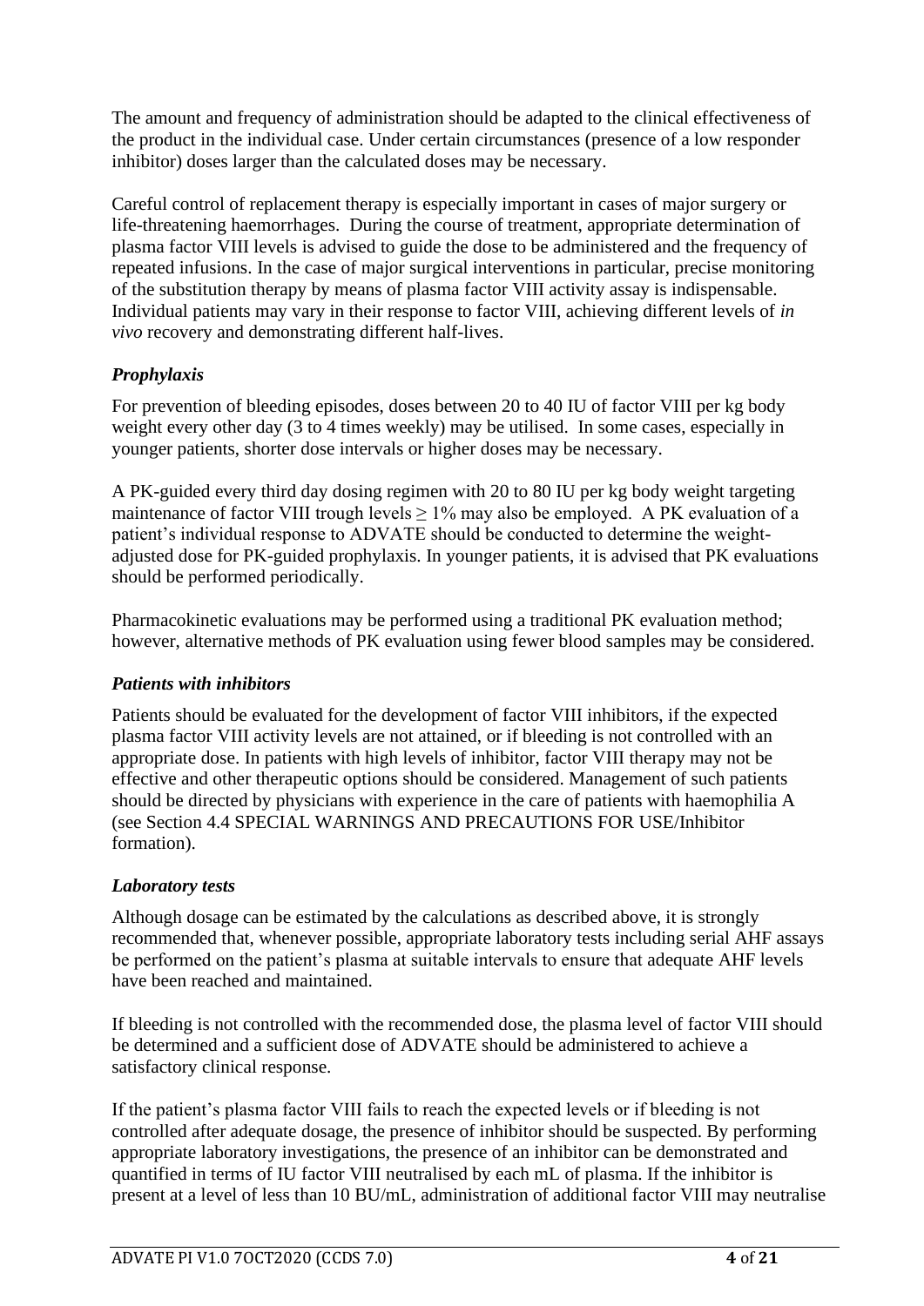The amount and frequency of administration should be adapted to the clinical effectiveness of the product in the individual case. Under certain circumstances (presence of a low responder inhibitor) doses larger than the calculated doses may be necessary.

Careful control of replacement therapy is especially important in cases of major surgery or life-threatening haemorrhages. During the course of treatment, appropriate determination of plasma factor VIII levels is advised to guide the dose to be administered and the frequency of repeated infusions. In the case of major surgical interventions in particular, precise monitoring of the substitution therapy by means of plasma factor VIII activity assay is indispensable. Individual patients may vary in their response to factor VIII, achieving different levels of *in vivo* recovery and demonstrating different half-lives.

### *Prophylaxis*

For prevention of bleeding episodes, doses between 20 to 40 IU of factor VIII per kg body weight every other day (3 to 4 times weekly) may be utilised. In some cases, especially in younger patients, shorter dose intervals or higher doses may be necessary.

A PK-guided every third day dosing regimen with 20 to 80 IU per kg body weight targeting maintenance of factor VIII trough levels $\geq 1\%$ may also be employed. A PK evaluation of a patient's individual response to ADVATE should be conducted to determine the weight-adjusted dose for PK-guided prophylaxis. In younger patients, it is advised that PK evaluations should be performed periodically.

Pharmacokinetic evaluations may be performed using a traditional PK evaluation method; however, alternative methods of PK evaluation using fewer blood samples may be considered.

### *Patients with inhibitors*

Patients should be evaluated for the development of factor VIII inhibitors, if the expected plasma factor VIII activity levels are not attained, or if bleeding is not controlled with an appropriate dose. In patients with high levels of inhibitor, factor VIII therapy may not be effective and other therapeutic options should be considered. Management of such patients should be directed by physicians with experience in the care of patients with haemophilia A (see Section 4.4 SPECIAL WARNINGS AND PRECAUTIONS FOR USE/Inhibitor formation).

### *Laboratory tests*

Although dosage can be estimated by the calculations as described above, it is strongly recommended that, whenever possible, appropriate laboratory tests including serial AHF assays be performed on the patient's plasma at suitable intervals to ensure that adequate AHF levels have been reached and maintained.

If bleeding is not controlled with the recommended dose, the plasma level of factor VIII should be determined and a sufficient dose of ADVATE should be administered to achieve a satisfactory clinical response.

If the patient's plasma factor VIII fails to reach the expected levels or if bleeding is not controlled after adequate dosage, the presence of inhibitor should be suspected. By performing appropriate laboratory investigations, the presence of an inhibitor can be demonstrated and quantified in terms of IU factor VIII neutralised by each mL of plasma. If the inhibitor is present at a level of less than 10 BU/mL, administration of additional factor VIII may neutralise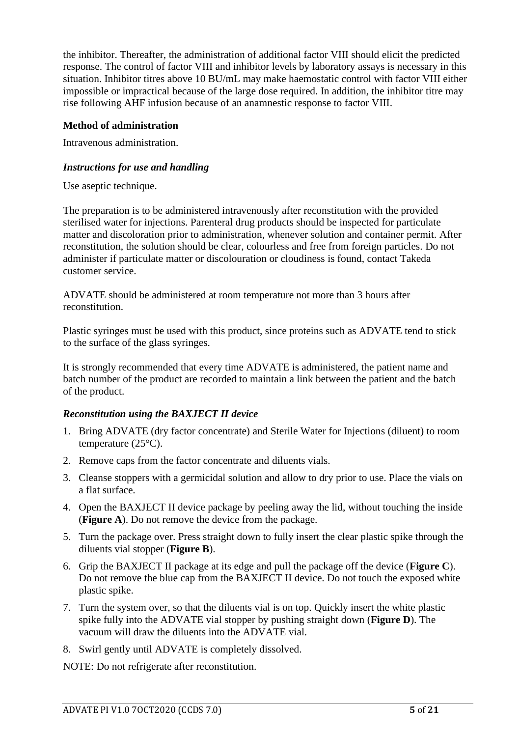the inhibitor. Thereafter, the administration of additional factor VIII should elicit the predicted response. The control of factor VIII and inhibitor levels by laboratory assays is necessary in this situation. Inhibitor titres above 10 BU/mL may make haemostatic control with factor VIII either impossible or impractical because of the large dose required. In addition, the inhibitor titre may rise following AHF infusion because of an anamnestic response to factor VIII.

**Method of administration**

Intravenous administration.

***Instructions for use and handling***

Use aseptic technique.

The preparation is to be administered intravenously after reconstitution with the provided sterilised water for injections. Parenteral drug products should be inspected for particulate matter and discoloration prior to administration, whenever solution and container permit. After reconstitution, the solution should be clear, colourless and free from foreign particles. Do not administer if particulate matter or discolouration or cloudiness is found, contact Takeda customer service.

ADVATE should be administered at room temperature not more than 3 hours after reconstitution.

Plastic syringes must be used with this product, since proteins such as ADVATE tend to stick to the surface of the glass syringes.

It is strongly recommended that every time ADVATE is administered, the patient name and batch number of the product are recorded to maintain a link between the patient and the batch of the product.

***Reconstitution using the BAXJECT II device***

1. Bring ADVATE (dry factor concentrate) and Sterile Water for Injections (diluent) to room temperature (25°C).
2. Remove caps from the factor concentrate and diluents vials.
3. Cleanse stoppers with a germicidal solution and allow to dry prior to use. Place the vials on a flat surface.
4. Open the BAXJECT II device package by peeling away the lid, without touching the inside (**Figure A**). Do not remove the device from the package.
5. Turn the package over. Press straight down to fully insert the clear plastic spike through the diluents vial stopper (**Figure B**).
6. Grip the BAXJECT II package at its edge and pull the package off the device (**Figure C**). Do not remove the blue cap from the BAXJECT II device. Do not touch the exposed white plastic spike.
7. Turn the system over, so that the diluents vial is on top. Quickly insert the white plastic spike fully into the ADVATE vial stopper by pushing straight down (**Figure D**). The vacuum will draw the diluents into the ADVATE vial.
8. Swirl gently until ADVATE is completely dissolved.

NOTE: Do not refrigerate after reconstitution.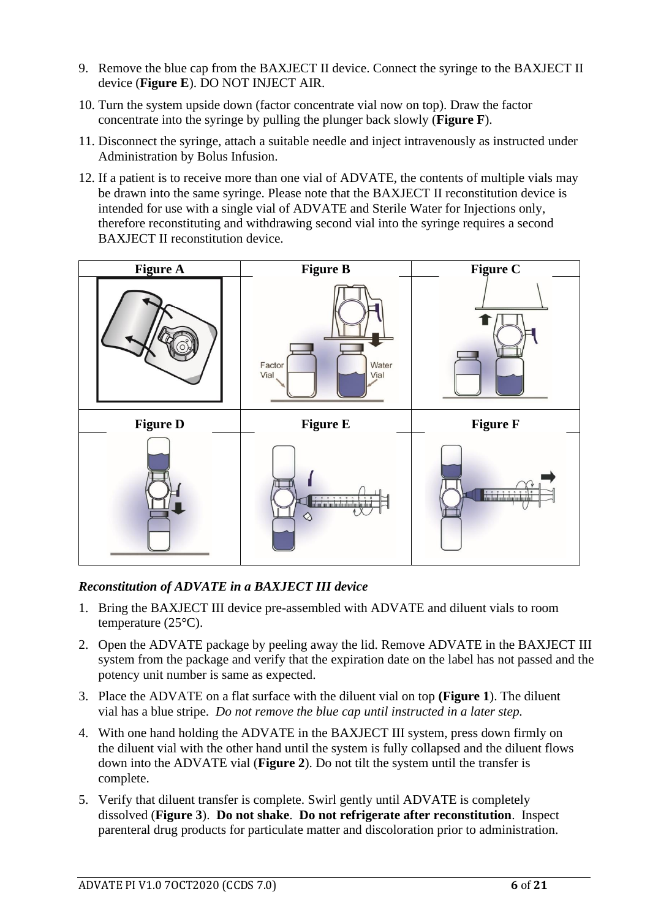9. Remove the blue cap from the BAXJECT II device. Connect the syringe to the BAXJECT II device (**Figure E**). DO NOT INJECT AIR.
10. Turn the system upside down (factor concentrate vial now on top). Draw the factor concentrate into the syringe by pulling the plunger back slowly (**Figure F**).
11. Disconnect the syringe, attach a suitable needle and inject intravenously as instructed under Administration by Bolus Infusion.
12. If a patient is to receive more than one vial of ADVATE, the contents of multiple vials may be drawn into the same syringe. Please note that the BAXJECT II reconstitution device is intended for use with a single vial of ADVATE and Sterile Water for Injections only, therefore reconstituting and withdrawing second vial into the syringe requires a second BAXJECT II reconstitution device.

| Figure A | Figure B | Figure C |
|---|---|---|
| | Factor Vial / Water Vial | |
| **Figure D** | **Figure E** | **Figure F** |
| | | |

### *Reconstitution of ADVATE in a BAXJECT III device*

1. Bring the BAXJECT III device pre-assembled with ADVATE and diluent vials to room temperature (25°C).
2. Open the ADVATE package by peeling away the lid. Remove ADVATE in the BAXJECT III system from the package and verify that the expiration date on the label has not passed and the potency unit number is same as expected.
3. Place the ADVATE on a flat surface with the diluent vial on top **(Figure 1**). The diluent vial has a blue stripe. *Do not remove the blue cap until instructed in a later step.*
4. With one hand holding the ADVATE in the BAXJECT III system, press down firmly on the diluent vial with the other hand until the system is fully collapsed and the diluent flows down into the ADVATE vial (**Figure 2**). Do not tilt the system until the transfer is complete.
5. Verify that diluent transfer is complete. Swirl gently until ADVATE is completely dissolved (**Figure 3**). **Do not shake**. **Do not refrigerate after reconstitution**. Inspect parenteral drug products for particulate matter and discoloration prior to administration.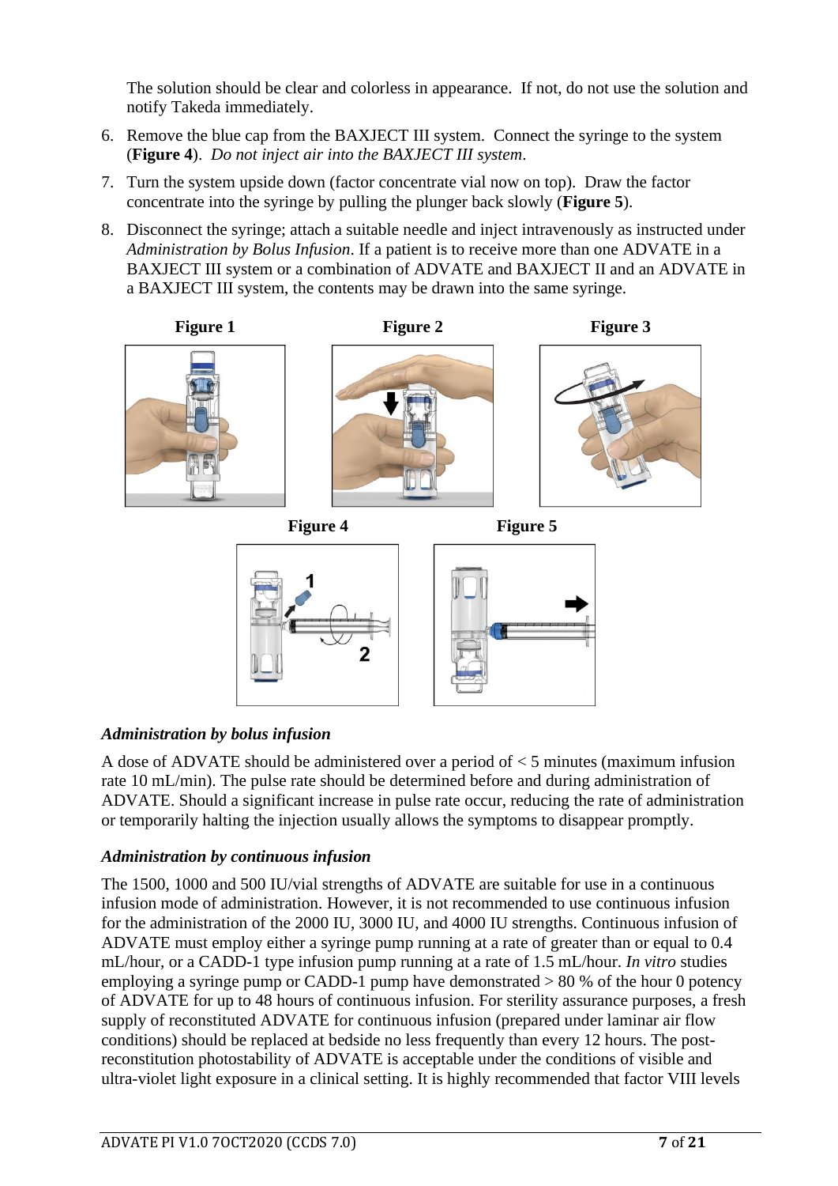The solution should be clear and colorless in appearance. If not, do not use the solution and notify Takeda immediately.

6. Remove the blue cap from the BAXJECT III system. Connect the syringe to the system (**Figure 4**). *Do not inject air into the BAXJECT III system.*
7. Turn the system upside down (factor concentrate vial now on top). Draw the factor concentrate into the syringe by pulling the plunger back slowly (**Figure 5**).
8. Disconnect the syringe; attach a suitable needle and inject intravenously as instructed under *Administration by Bolus Infusion*. If a patient is to receive more than one ADVATE in a BAXJECT III system or a combination of ADVATE and BAXJECT II and an ADVATE in a BAXJECT III system, the contents may be drawn into the same syringe.

**Figure 1** **Figure 2** **Figure 3**

**Figure 4** **Figure 5**

### *Administration by bolus infusion*

A dose of ADVATE should be administered over a period of < 5 minutes (maximum infusion rate 10 mL/min). The pulse rate should be determined before and during administration of ADVATE. Should a significant increase in pulse rate occur, reducing the rate of administration or temporarily halting the injection usually allows the symptoms to disappear promptly.

### *Administration by continuous infusion*

The 1500, 1000 and 500 IU/vial strengths of ADVATE are suitable for use in a continuous infusion mode of administration. However, it is not recommended to use continuous infusion for the administration of the 2000 IU, 3000 IU, and 4000 IU strengths. Continuous infusion of ADVATE must employ either a syringe pump running at a rate of greater than or equal to 0.4 mL/hour, or a CADD-1 type infusion pump running at a rate of 1.5 mL/hour. *In vitro* studies employing a syringe pump or CADD-1 pump have demonstrated > 80 % of the hour 0 potency of ADVATE for up to 48 hours of continuous infusion. For sterility assurance purposes, a fresh supply of reconstituted ADVATE for continuous infusion (prepared under laminar air flow conditions) should be replaced at bedside no less frequently than every 12 hours. The post-reconstitution photostability of ADVATE is acceptable under the conditions of visible and ultra-violet light exposure in a clinical setting. It is highly recommended that factor VIII levels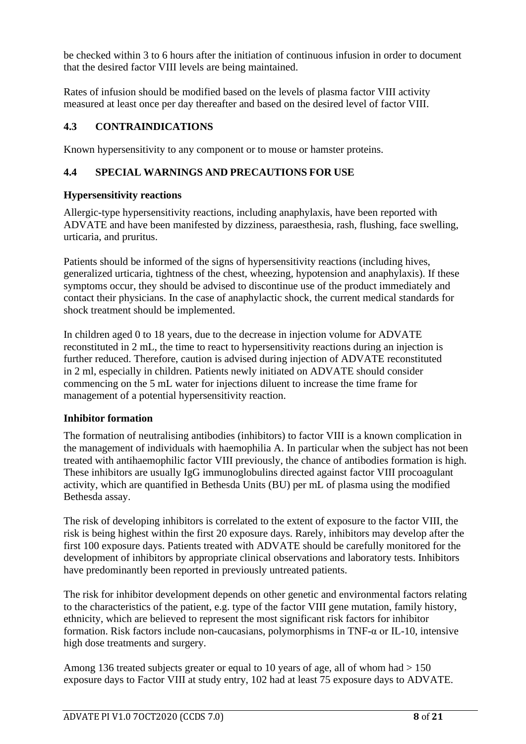be checked within 3 to 6 hours after the initiation of continuous infusion in order to document that the desired factor VIII levels are being maintained.

Rates of infusion should be modified based on the levels of plasma factor VIII activity measured at least once per day thereafter and based on the desired level of factor VIII.

## 4.3 CONTRAINDICATIONS

Known hypersensitivity to any component or to mouse or hamster proteins.

## 4.4 SPECIAL WARNINGS AND PRECAUTIONS FOR USE

**Hypersensitivity reactions**

Allergic-type hypersensitivity reactions, including anaphylaxis, have been reported with ADVATE and have been manifested by dizziness, paraesthesia, rash, flushing, face swelling, urticaria, and pruritus.

Patients should be informed of the signs of hypersensitivity reactions (including hives, generalized urticaria, tightness of the chest, wheezing, hypotension and anaphylaxis). If these symptoms occur, they should be advised to discontinue use of the product immediately and contact their physicians. In the case of anaphylactic shock, the current medical standards for shock treatment should be implemented.

In children aged 0 to 18 years, due to the decrease in injection volume for ADVATE reconstituted in 2 mL, the time to react to hypersensitivity reactions during an injection is further reduced. Therefore, caution is advised during injection of ADVATE reconstituted in 2 ml, especially in children. Patients newly initiated on ADVATE should consider commencing on the 5 mL water for injections diluent to increase the time frame for management of a potential hypersensitivity reaction.

**Inhibitor formation**

The formation of neutralising antibodies (inhibitors) to factor VIII is a known complication in the management of individuals with haemophilia A. In particular when the subject has not been treated with antihaemophilic factor VIII previously, the chance of antibodies formation is high. These inhibitors are usually IgG immunoglobulins directed against factor VIII procoagulant activity, which are quantified in Bethesda Units (BU) per mL of plasma using the modified Bethesda assay.

The risk of developing inhibitors is correlated to the extent of exposure to the factor VIII, the risk is being highest within the first 20 exposure days. Rarely, inhibitors may develop after the first 100 exposure days. Patients treated with ADVATE should be carefully monitored for the development of inhibitors by appropriate clinical observations and laboratory tests. Inhibitors have predominantly been reported in previously untreated patients.

The risk for inhibitor development depends on other genetic and environmental factors relating to the characteristics of the patient, e.g. type of the factor VIII gene mutation, family history, ethnicity, which are believed to represent the most significant risk factors for inhibitor formation. Risk factors include non-caucasians, polymorphisms in TNF-α or IL-10, intensive high dose treatments and surgery.

Among 136 treated subjects greater or equal to 10 years of age, all of whom had > 150 exposure days to Factor VIII at study entry, 102 had at least 75 exposure days to ADVATE.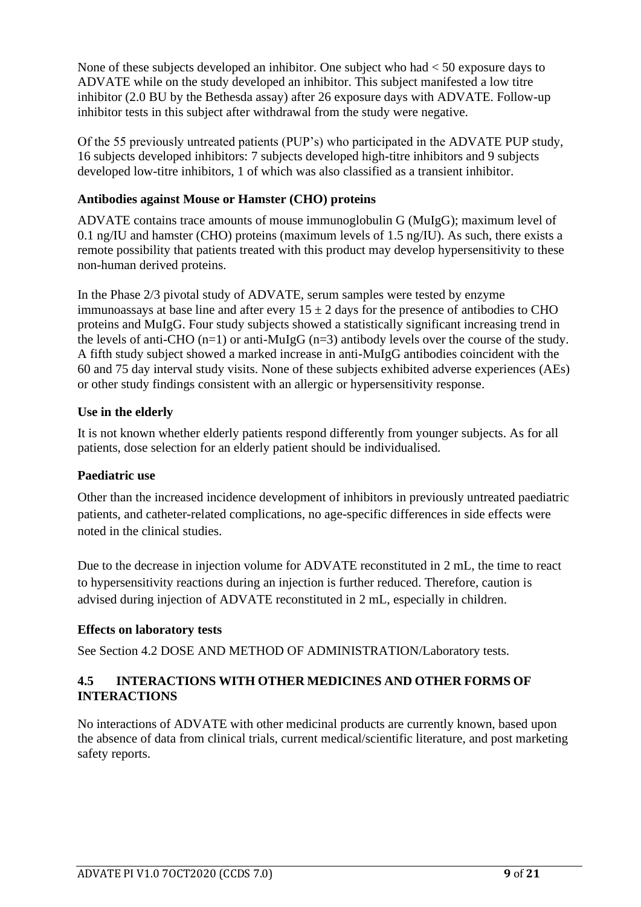None of these subjects developed an inhibitor. One subject who had < 50 exposure days to ADVATE while on the study developed an inhibitor. This subject manifested a low titre inhibitor (2.0 BU by the Bethesda assay) after 26 exposure days with ADVATE. Follow-up inhibitor tests in this subject after withdrawal from the study were negative.

Of the 55 previously untreated patients (PUP's) who participated in the ADVATE PUP study, 16 subjects developed inhibitors: 7 subjects developed high-titre inhibitors and 9 subjects developed low-titre inhibitors, 1 of which was also classified as a transient inhibitor.

### Antibodies against Mouse or Hamster (CHO) proteins

ADVATE contains trace amounts of mouse immunoglobulin G (MuIgG); maximum level of 0.1 ng/IU and hamster (CHO) proteins (maximum levels of 1.5 ng/IU). As such, there exists a remote possibility that patients treated with this product may develop hypersensitivity to these non-human derived proteins.

In the Phase 2/3 pivotal study of ADVATE, serum samples were tested by enzyme immunoassays at base line and after every $15 \pm 2$ days for the presence of antibodies to CHO proteins and MuIgG. Four study subjects showed a statistically significant increasing trend in the levels of anti-CHO (n=1) or anti-MuIgG (n=3) antibody levels over the course of the study. A fifth study subject showed a marked increase in anti-MuIgG antibodies coincident with the 60 and 75 day interval study visits. None of these subjects exhibited adverse experiences (AEs) or other study findings consistent with an allergic or hypersensitivity response.

### Use in the elderly

It is not known whether elderly patients respond differently from younger subjects. As for all patients, dose selection for an elderly patient should be individualised.

### Paediatric use

Other than the increased incidence development of inhibitors in previously untreated paediatric patients, and catheter-related complications, no age-specific differences in side effects were noted in the clinical studies.

Due to the decrease in injection volume for ADVATE reconstituted in 2 mL, the time to react to hypersensitivity reactions during an injection is further reduced. Therefore, caution is advised during injection of ADVATE reconstituted in 2 mL, especially in children.

### Effects on laboratory tests

See Section 4.2 DOSE AND METHOD OF ADMINISTRATION/Laboratory tests.

## 4.5 INTERACTIONS WITH OTHER MEDICINES AND OTHER FORMS OF INTERACTIONS

No interactions of ADVATE with other medicinal products are currently known, based upon the absence of data from clinical trials, current medical/scientific literature, and post marketing safety reports.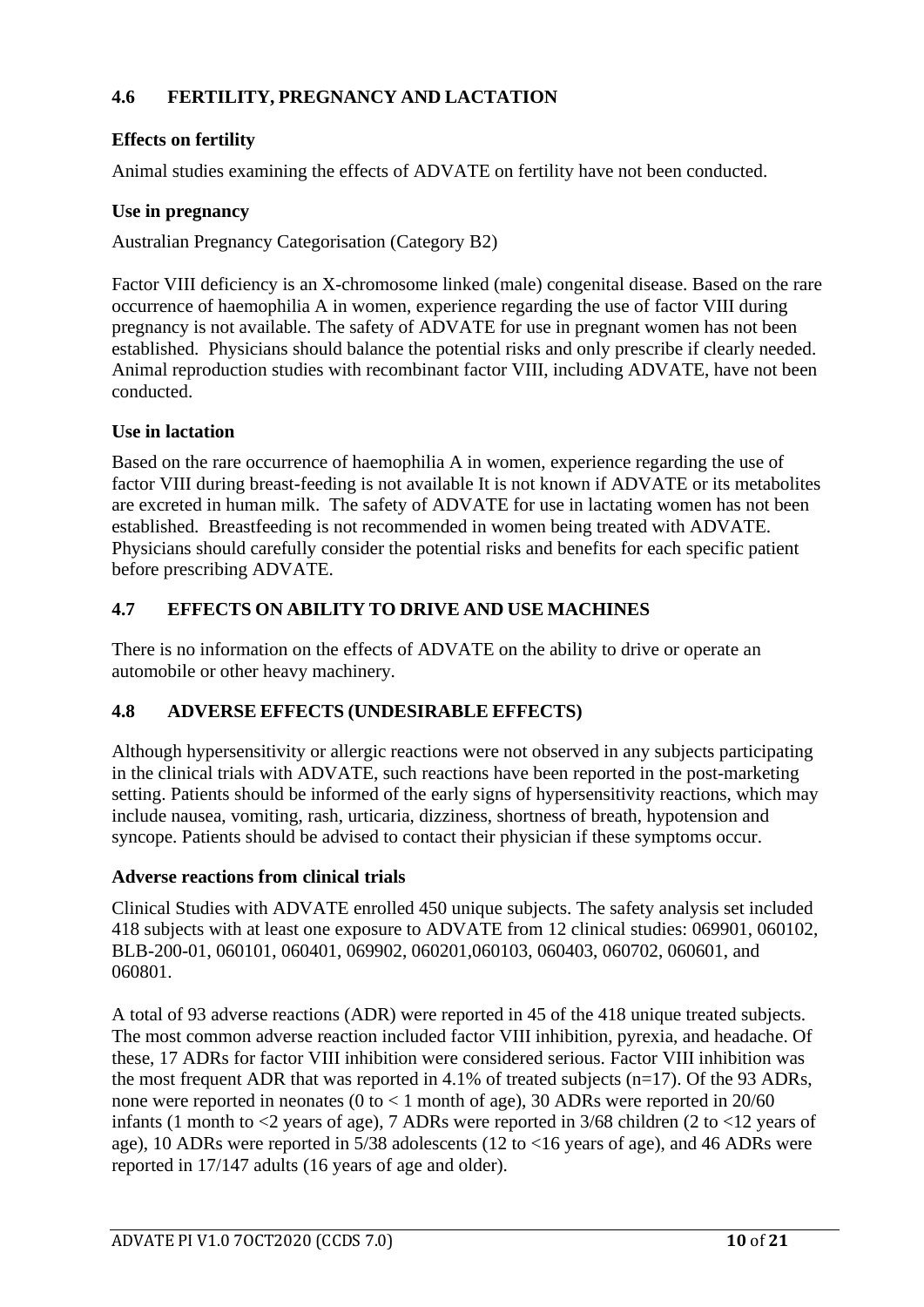## 4.6 FERTILITY, PREGNANCY AND LACTATION

### Effects on fertility

Animal studies examining the effects of ADVATE on fertility have not been conducted.

### Use in pregnancy

Australian Pregnancy Categorisation (Category B2)

Factor VIII deficiency is an X-chromosome linked (male) congenital disease. Based on the rare occurrence of haemophilia A in women, experience regarding the use of factor VIII during pregnancy is not available. The safety of ADVATE for use in pregnant women has not been established. Physicians should balance the potential risks and only prescribe if clearly needed. Animal reproduction studies with recombinant factor VIII, including ADVATE, have not been conducted.

### Use in lactation

Based on the rare occurrence of haemophilia A in women, experience regarding the use of factor VIII during breast-feeding is not available It is not known if ADVATE or its metabolites are excreted in human milk. The safety of ADVATE for use in lactating women has not been established. Breastfeeding is not recommended in women being treated with ADVATE. Physicians should carefully consider the potential risks and benefits for each specific patient before prescribing ADVATE.

## 4.7 EFFECTS ON ABILITY TO DRIVE AND USE MACHINES

There is no information on the effects of ADVATE on the ability to drive or operate an automobile or other heavy machinery.

## 4.8 ADVERSE EFFECTS (UNDESIRABLE EFFECTS)

Although hypersensitivity or allergic reactions were not observed in any subjects participating in the clinical trials with ADVATE, such reactions have been reported in the post-marketing setting. Patients should be informed of the early signs of hypersensitivity reactions, which may include nausea, vomiting, rash, urticaria, dizziness, shortness of breath, hypotension and syncope. Patients should be advised to contact their physician if these symptoms occur.

### Adverse reactions from clinical trials

Clinical Studies with ADVATE enrolled 450 unique subjects. The safety analysis set included 418 subjects with at least one exposure to ADVATE from 12 clinical studies: 069901, 060102, BLB-200-01, 060101, 060401, 069902, 060201,060103, 060403, 060702, 060601, and 060801.

A total of 93 adverse reactions (ADR) were reported in 45 of the 418 unique treated subjects. The most common adverse reaction included factor VIII inhibition, pyrexia, and headache. Of these, 17 ADRs for factor VIII inhibition were considered serious. Factor VIII inhibition was the most frequent ADR that was reported in 4.1% of treated subjects (n=17). Of the 93 ADRs, none were reported in neonates (0 to < 1 month of age), 30 ADRs were reported in 20/60 infants (1 month to <2 years of age), 7 ADRs were reported in 3/68 children (2 to <12 years of age), 10 ADRs were reported in 5/38 adolescents (12 to <16 years of age), and 46 ADRs were reported in 17/147 adults (16 years of age and older).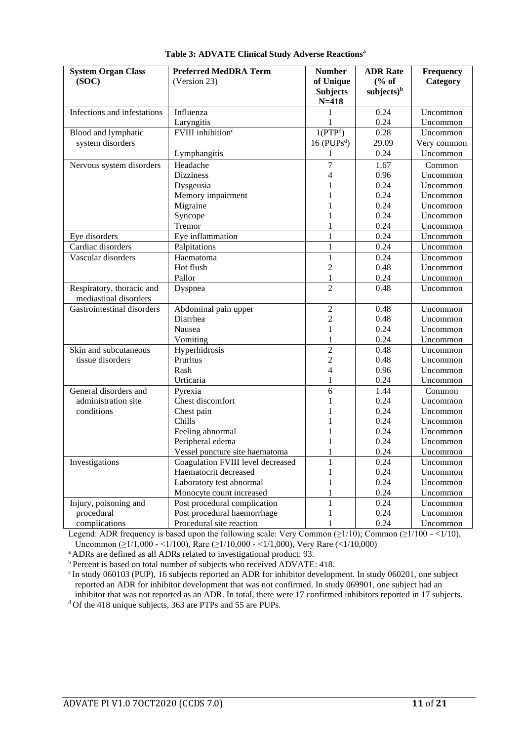**Table 3: ADVATE Clinical Study Adverse Reactions[a]**

| System Organ Class (SOC) | Preferred MedDRA Term (Version 23) | Number of Unique Subjects N=418 | ADR Rate (% of subjects)[b] | Frequency Category |
|---|---|---|---|---|
| Infections and infestations | Influenza | 1 | 0.24 | Uncommon |
| | Laryngitis | 1 | 0.24 | Uncommon |
| Blood and lymphatic system disorders | FVIII inhibition[c] | 1(PTP[d]) | 0.28 | Uncommon |
| | | 16 (PUPs[d]) | 29.09 | Very common |
| | Lymphangitis | 1 | 0.24 | Uncommon |
| Nervous system disorders | Headache | 7 | 1.67 | Common |
| | Dizziness | 4 | 0.96 | Uncommon |
| | Dysgeusia | 1 | 0.24 | Uncommon |
| | Memory impairment | 1 | 0.24 | Uncommon |
| | Migraine | 1 | 0.24 | Uncommon |
| | Syncope | 1 | 0.24 | Uncommon |
| | Tremor | 1 | 0.24 | Uncommon |
| Eye disorders | Eye inflammation | 1 | 0.24 | Uncommon |
| Cardiac disorders | Palpitations | 1 | 0.24 | Uncommon |
| Vascular disorders | Haematoma | 1 | 0.24 | Uncommon |
| | Hot flush | 2 | 0.48 | Uncommon |
| | Pallor | 1 | 0.24 | Uncommon |
| Respiratory, thoracic and mediastinal disorders | Dyspnea | 2 | 0.48 | Uncommon |
| Gastrointestinal disorders | Abdominal pain upper | 2 | 0.48 | Uncommon |
| | Diarrhea | 2 | 0.48 | Uncommon |
| | Nausea | 1 | 0.24 | Uncommon |
| | Vomiting | 1 | 0.24 | Uncommon |
| Skin and subcutaneous tissue disorders | Hyperhidrosis | 2 | 0.48 | Uncommon |
| | Pruritus | 2 | 0.48 | Uncommon |
| | Rash | 4 | 0.96 | Uncommon |
| | Urticaria | 1 | 0.24 | Uncommon |
| General disorders and administration site conditions | Pyrexia | 6 | 1.44 | Common |
| | Chest discomfort | 1 | 0.24 | Uncommon |
| | Chest pain | 1 | 0.24 | Uncommon |
| | Chills | 1 | 0.24 | Uncommon |
| | Feeling abnormal | 1 | 0.24 | Uncommon |
| | Peripheral edema | 1 | 0.24 | Uncommon |
| | Vessel puncture site haematoma | 1 | 0.24 | Uncommon |
| Investigations | Coagulation FVIII level decreased | 1 | 0.24 | Uncommon |
| | Haematocrit decreased | 1 | 0.24 | Uncommon |
| | Laboratory test abnormal | 1 | 0.24 | Uncommon |
| | Monocyte count increased | 1 | 0.24 | Uncommon |
| Injury, poisoning and procedural complications | Post procedural complication | 1 | 0.24 | Uncommon |
| | Post procedural haemorrhage | 1 | 0.24 | Uncommon |
| | Procedural site reaction | 1 | 0.24 | Uncommon |

Legend: ADR frequency is based upon the following scale: Very Common (≥1/10); Common (≥1/100 - <1/10), Uncommon (≥1/1,000 - <1/100), Rare (≥1/10,000 - <1/1,000), Very Rare (<1/10,000)

[a] ADRs are defined as all ADRs related to investigational product: 93.

[b] Percent is based on total number of subjects who received ADVATE: 418.

[c] In study 060103 (PUP), 16 subjects reported an ADR for inhibitor development. In study 060201, one subject reported an ADR for inhibitor development that was not confirmed. In study 069901, one subject had an inhibitor that was not reported as an ADR. In total, there were 17 confirmed inhibitors reported in 17 subjects.

[d] Of the 418 unique subjects, 363 are PTPs and 55 are PUPs.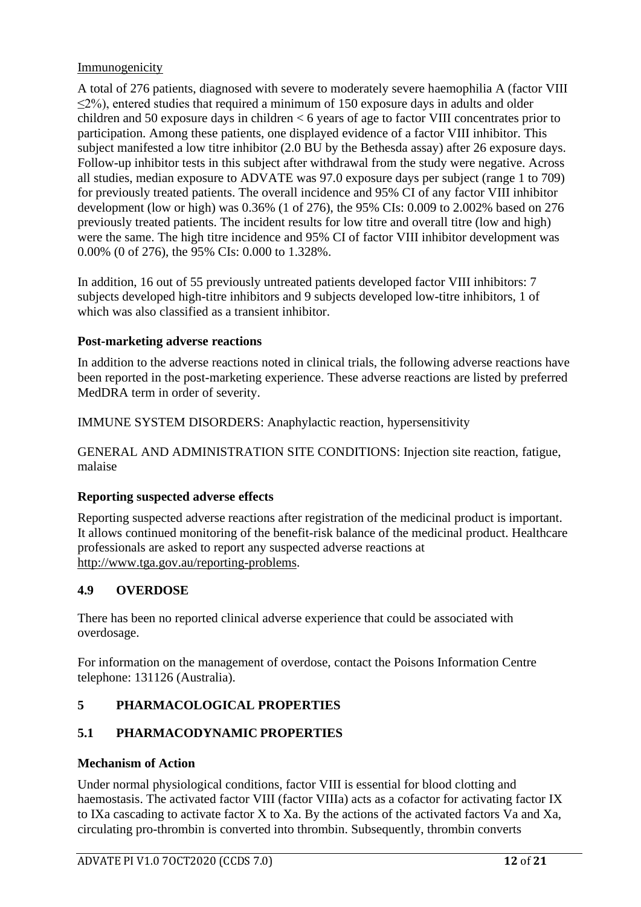Immunogenicity

A total of 276 patients, diagnosed with severe to moderately severe haemophilia A (factor VIII ≤2%), entered studies that required a minimum of 150 exposure days in adults and older children and 50 exposure days in children < 6 years of age to factor VIII concentrates prior to participation. Among these patients, one displayed evidence of a factor VIII inhibitor. This subject manifested a low titre inhibitor (2.0 BU by the Bethesda assay) after 26 exposure days. Follow-up inhibitor tests in this subject after withdrawal from the study were negative. Across all studies, median exposure to ADVATE was 97.0 exposure days per subject (range 1 to 709) for previously treated patients. The overall incidence and 95% CI of any factor VIII inhibitor development (low or high) was 0.36% (1 of 276), the 95% CIs: 0.009 to 2.002% based on 276 previously treated patients. The incident results for low titre and overall titre (low and high) were the same. The high titre incidence and 95% CI of factor VIII inhibitor development was 0.00% (0 of 276), the 95% CIs: 0.000 to 1.328%.

In addition, 16 out of 55 previously untreated patients developed factor VIII inhibitors: 7 subjects developed high-titre inhibitors and 9 subjects developed low-titre inhibitors, 1 of which was also classified as a transient inhibitor.

**Post-marketing adverse reactions**

In addition to the adverse reactions noted in clinical trials, the following adverse reactions have been reported in the post-marketing experience. These adverse reactions are listed by preferred MedDRA term in order of severity.

IMMUNE SYSTEM DISORDERS: Anaphylactic reaction, hypersensitivity

GENERAL AND ADMINISTRATION SITE CONDITIONS: Injection site reaction, fatigue, malaise

**Reporting suspected adverse effects**

Reporting suspected adverse reactions after registration of the medicinal product is important. It allows continued monitoring of the benefit-risk balance of the medicinal product. Healthcare professionals are asked to report any suspected adverse reactions at http://www.tga.gov.au/reporting-problems.

## 4.9 OVERDOSE

There has been no reported clinical adverse experience that could be associated with overdosage.

For information on the management of overdose, contact the Poisons Information Centre telephone: 131126 (Australia).

# 5 PHARMACOLOGICAL PROPERTIES

## 5.1 PHARMACODYNAMIC PROPERTIES

**Mechanism of Action**

Under normal physiological conditions, factor VIII is essential for blood clotting and haemostasis. The activated factor VIII (factor VIIIa) acts as a cofactor for activating factor IX to IXa cascading to activate factor X to Xa. By the actions of the activated factors Va and Xa, circulating pro-thrombin is converted into thrombin. Subsequently, thrombin converts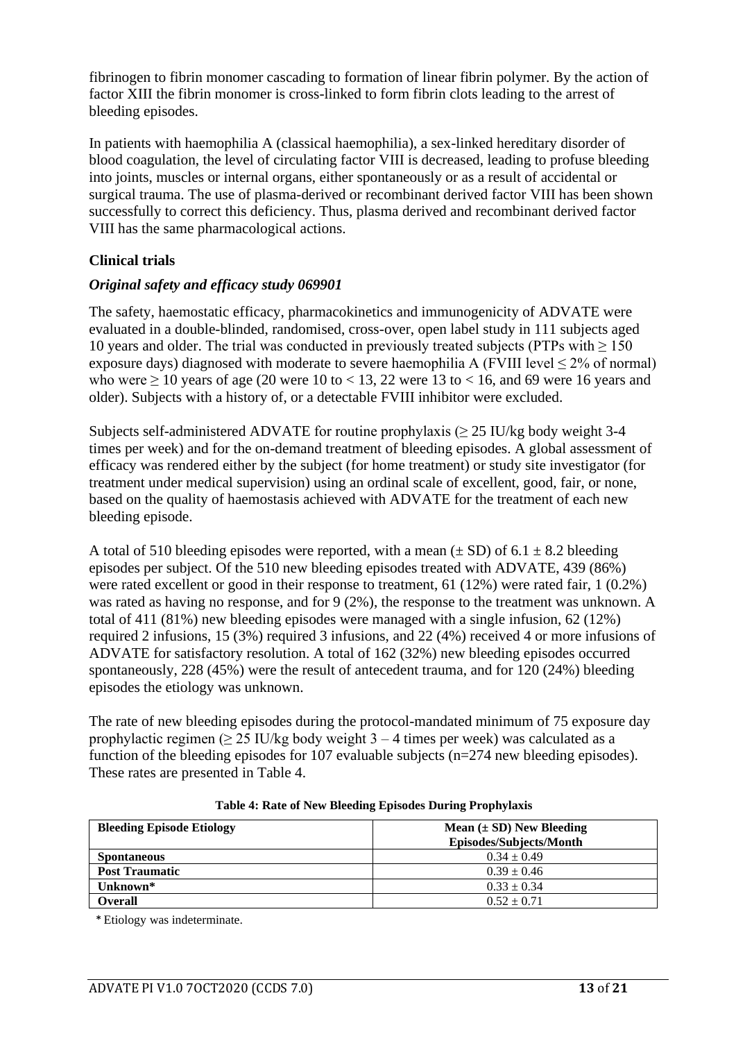fibrinogen to fibrin monomer cascading to formation of linear fibrin polymer. By the action of factor XIII the fibrin monomer is cross-linked to form fibrin clots leading to the arrest of bleeding episodes.

In patients with haemophilia A (classical haemophilia), a sex-linked hereditary disorder of blood coagulation, the level of circulating factor VIII is decreased, leading to profuse bleeding into joints, muscles or internal organs, either spontaneously or as a result of accidental or surgical trauma. The use of plasma-derived or recombinant derived factor VIII has been shown successfully to correct this deficiency. Thus, plasma derived and recombinant derived factor VIII has the same pharmacological actions.

## Clinical trials

### *Original safety and efficacy study 069901*

The safety, haemostatic efficacy, pharmacokinetics and immunogenicity of ADVATE were evaluated in a double-blinded, randomised, cross-over, open label study in 111 subjects aged 10 years and older. The trial was conducted in previously treated subjects (PTPs with $\geq 150$ exposure days) diagnosed with moderate to severe haemophilia A (FVIII level $\leq 2\%$ of normal) who were $\geq 10$ years of age (20 were 10 to $< 13$, 22 were 13 to $< 16$, and 69 were 16 years and older). Subjects with a history of, or a detectable FVIII inhibitor were excluded.

Subjects self-administered ADVATE for routine prophylaxis ($\geq 25$ IU/kg body weight 3-4 times per week) and for the on-demand treatment of bleeding episodes. A global assessment of efficacy was rendered either by the subject (for home treatment) or study site investigator (for treatment under medical supervision) using an ordinal scale of excellent, good, fair, or none, based on the quality of haemostasis achieved with ADVATE for the treatment of each new bleeding episode.

A total of 510 bleeding episodes were reported, with a mean ($\pm$ SD) of $6.1 \pm 8.2$ bleeding episodes per subject. Of the 510 new bleeding episodes treated with ADVATE, 439 (86%) were rated excellent or good in their response to treatment, 61 (12%) were rated fair, 1 (0.2%) was rated as having no response, and for 9 (2%), the response to the treatment was unknown. A total of 411 (81%) new bleeding episodes were managed with a single infusion, 62 (12%) required 2 infusions, 15 (3%) required 3 infusions, and 22 (4%) received 4 or more infusions of ADVATE for satisfactory resolution. A total of 162 (32%) new bleeding episodes occurred spontaneously, 228 (45%) were the result of antecedent trauma, and for 120 (24%) bleeding episodes the etiology was unknown.

The rate of new bleeding episodes during the protocol-mandated minimum of 75 exposure day prophylactic regimen ($\geq 25$ IU/kg body weight 3 – 4 times per week) was calculated as a function of the bleeding episodes for 107 evaluable subjects (n=274 new bleeding episodes). These rates are presented in Table 4.

**Table 4: Rate of New Bleeding Episodes During Prophylaxis**

| Bleeding Episode Etiology | Mean ($\pm$ SD) New Bleeding Episodes/Subjects/Month |
|---|---|
| **Spontaneous** | $0.34 \pm 0.49$ |
| **Post Traumatic** | $0.39 \pm 0.46$ |
| **Unknown*** | $0.33 \pm 0.34$ |
| **Overall** | $0.52 \pm 0.71$ |

\* Etiology was indeterminate.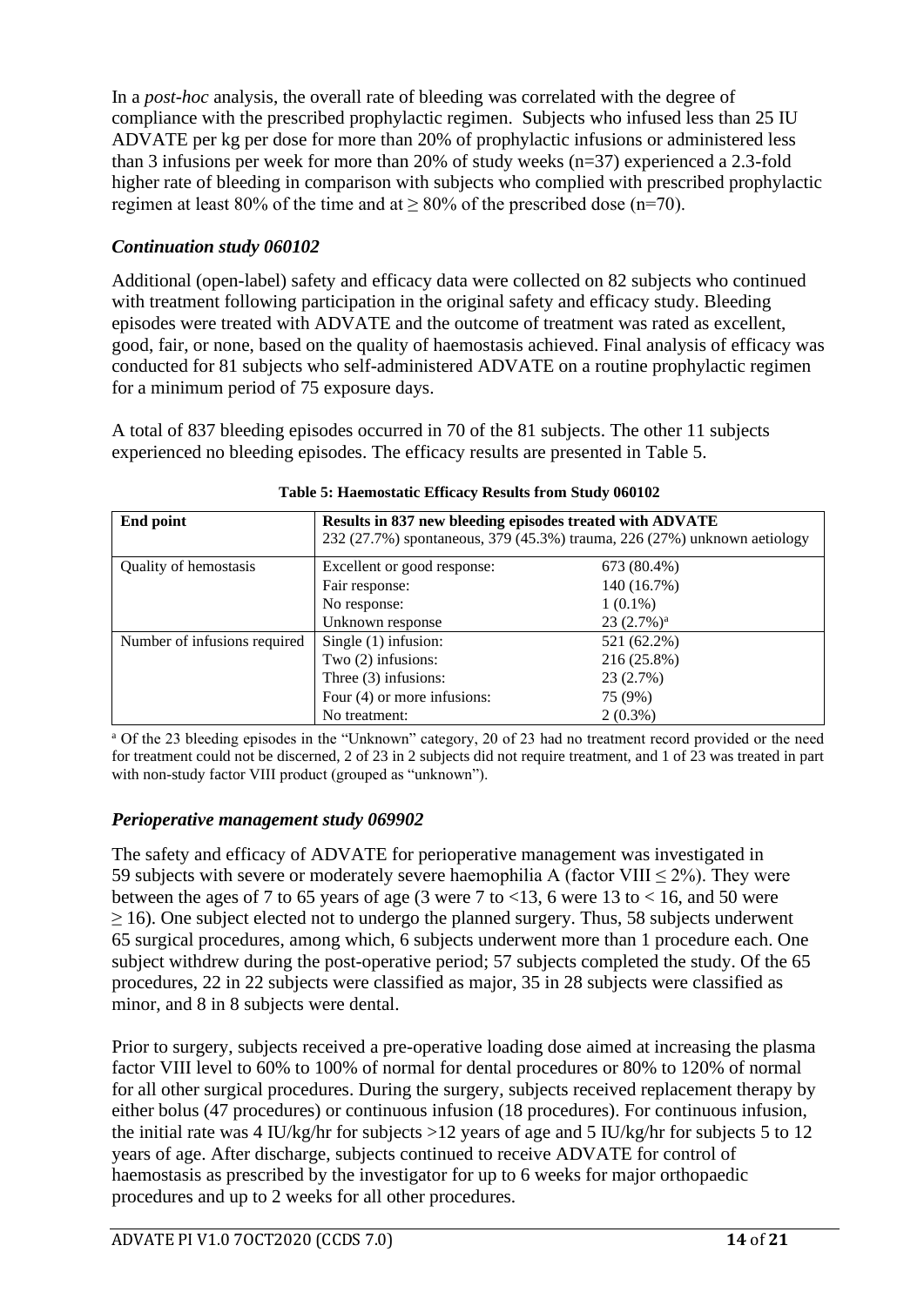In a *post-hoc* analysis, the overall rate of bleeding was correlated with the degree of compliance with the prescribed prophylactic regimen. Subjects who infused less than 25 IU ADVATE per kg per dose for more than 20% of prophylactic infusions or administered less than 3 infusions per week for more than 20% of study weeks (n=37) experienced a 2.3-fold higher rate of bleeding in comparison with subjects who complied with prescribed prophylactic regimen at least 80% of the time and at ≥ 80% of the prescribed dose (n=70).

### *Continuation study 060102*

Additional (open-label) safety and efficacy data were collected on 82 subjects who continued with treatment following participation in the original safety and efficacy study. Bleeding episodes were treated with ADVATE and the outcome of treatment was rated as excellent, good, fair, or none, based on the quality of haemostasis achieved. Final analysis of efficacy was conducted for 81 subjects who self-administered ADVATE on a routine prophylactic regimen for a minimum period of 75 exposure days.

A total of 837 bleeding episodes occurred in 70 of the 81 subjects. The other 11 subjects experienced no bleeding episodes. The efficacy results are presented in Table 5.

**Table 5: Haemostatic Efficacy Results from Study 060102**

| End point | **Results in 837 new bleeding episodes treated with ADVATE**<br>232 (27.7%) spontaneous, 379 (45.3%) trauma, 226 (27%) unknown aetiology | |
|---|---|---|
| Quality of hemostasis | Excellent or good response: | 673 (80.4%) |
| | Fair response: | 140 (16.7%) |
| | No response: | 1 (0.1%) |
| | Unknown response | 23 (2.7%)[a] |
| Number of infusions required | Single (1) infusion: | 521 (62.2%) |
| | Two (2) infusions: | 216 (25.8%) |
| | Three (3) infusions: | 23 (2.7%) |
| | Four (4) or more infusions: | 75 (9%) |
| | No treatment: | 2 (0.3%) |

[a] Of the 23 bleeding episodes in the "Unknown" category, 20 of 23 had no treatment record provided or the need for treatment could not be discerned, 2 of 23 in 2 subjects did not require treatment, and 1 of 23 was treated in part with non-study factor VIII product (grouped as "unknown").

### *Perioperative management study 069902*

The safety and efficacy of ADVATE for perioperative management was investigated in 59 subjects with severe or moderately severe haemophilia A (factor VIII ≤ 2%). They were between the ages of 7 to 65 years of age (3 were 7 to <13, 6 were 13 to < 16, and 50 were ≥ 16). One subject elected not to undergo the planned surgery. Thus, 58 subjects underwent 65 surgical procedures, among which, 6 subjects underwent more than 1 procedure each. One subject withdrew during the post-operative period; 57 subjects completed the study. Of the 65 procedures, 22 in 22 subjects were classified as major, 35 in 28 subjects were classified as minor, and 8 in 8 subjects were dental.

Prior to surgery, subjects received a pre-operative loading dose aimed at increasing the plasma factor VIII level to 60% to 100% of normal for dental procedures or 80% to 120% of normal for all other surgical procedures. During the surgery, subjects received replacement therapy by either bolus (47 procedures) or continuous infusion (18 procedures). For continuous infusion, the initial rate was 4 IU/kg/hr for subjects >12 years of age and 5 IU/kg/hr for subjects 5 to 12 years of age. After discharge, subjects continued to receive ADVATE for control of haemostasis as prescribed by the investigator for up to 6 weeks for major orthopaedic procedures and up to 2 weeks for all other procedures.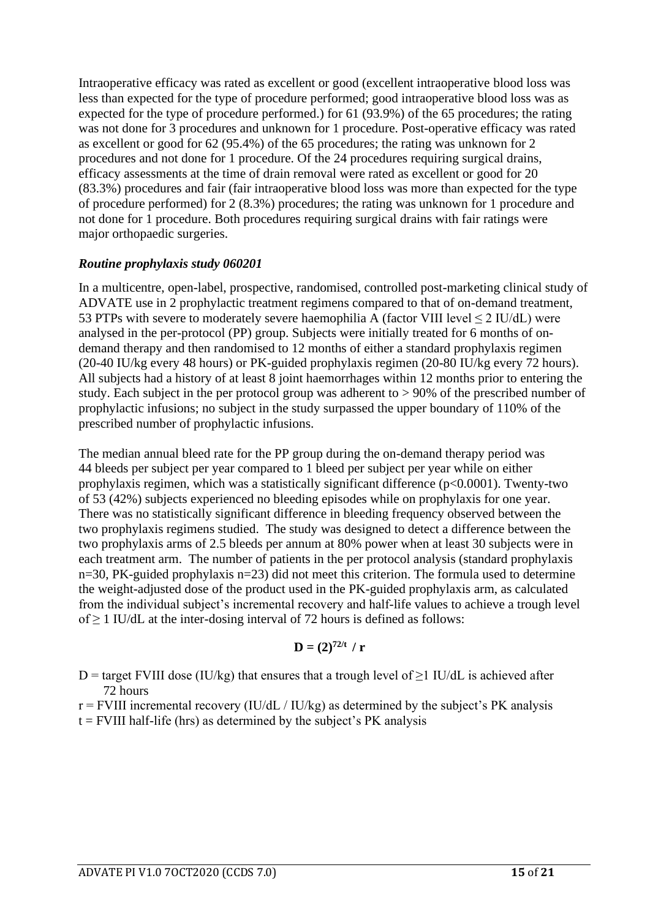Intraoperative efficacy was rated as excellent or good (excellent intraoperative blood loss was less than expected for the type of procedure performed; good intraoperative blood loss was as expected for the type of procedure performed.) for 61 (93.9%) of the 65 procedures; the rating was not done for 3 procedures and unknown for 1 procedure. Post-operative efficacy was rated as excellent or good for 62 (95.4%) of the 65 procedures; the rating was unknown for 2 procedures and not done for 1 procedure. Of the 24 procedures requiring surgical drains, efficacy assessments at the time of drain removal were rated as excellent or good for 20 (83.3%) procedures and fair (fair intraoperative blood loss was more than expected for the type of procedure performed) for 2 (8.3%) procedures; the rating was unknown for 1 procedure and not done for 1 procedure. Both procedures requiring surgical drains with fair ratings were major orthopaedic surgeries.

### *Routine prophylaxis study 060201*

In a multicentre, open-label, prospective, randomised, controlled post-marketing clinical study of ADVATE use in 2 prophylactic treatment regimens compared to that of on-demand treatment, 53 PTPs with severe to moderately severe haemophilia A (factor VIII level $\leq$ 2 IU/dL) were analysed in the per-protocol (PP) group. Subjects were initially treated for 6 months of on-demand therapy and then randomised to 12 months of either a standard prophylaxis regimen (20-40 IU/kg every 48 hours) or PK-guided prophylaxis regimen (20-80 IU/kg every 72 hours). All subjects had a history of at least 8 joint haemorrhages within 12 months prior to entering the study. Each subject in the per protocol group was adherent to > 90% of the prescribed number of prophylactic infusions; no subject in the study surpassed the upper boundary of 110% of the prescribed number of prophylactic infusions.

The median annual bleed rate for the PP group during the on-demand therapy period was 44 bleeds per subject per year compared to 1 bleed per subject per year while on either prophylaxis regimen, which was a statistically significant difference ($p<0.0001$). Twenty-two of 53 (42%) subjects experienced no bleeding episodes while on prophylaxis for one year. There was no statistically significant difference in bleeding frequency observed between the two prophylaxis regimens studied. The study was designed to detect a difference between the two prophylaxis arms of 2.5 bleeds per annum at 80% power when at least 30 subjects were in each treatment arm. The number of patients in the per protocol analysis (standard prophylaxis n=30, PK-guided prophylaxis n=23) did not meet this criterion. The formula used to determine the weight-adjusted dose of the product used in the PK-guided prophylaxis arm, as calculated from the individual subject's incremental recovery and half-life values to achieve a trough level of $\geq$ 1 IU/dL at the inter-dosing interval of 72 hours is defined as follows:

$$\mathbf{D = (2)^{72/t} \,/\, r}$$

D = target FVIII dose (IU/kg) that ensures that a trough level of $\geq$1 IU/dL is achieved after 72 hours

r = FVIII incremental recovery (IU/dL / IU/kg) as determined by the subject's PK analysis

t = FVIII half-life (hrs) as determined by the subject's PK analysis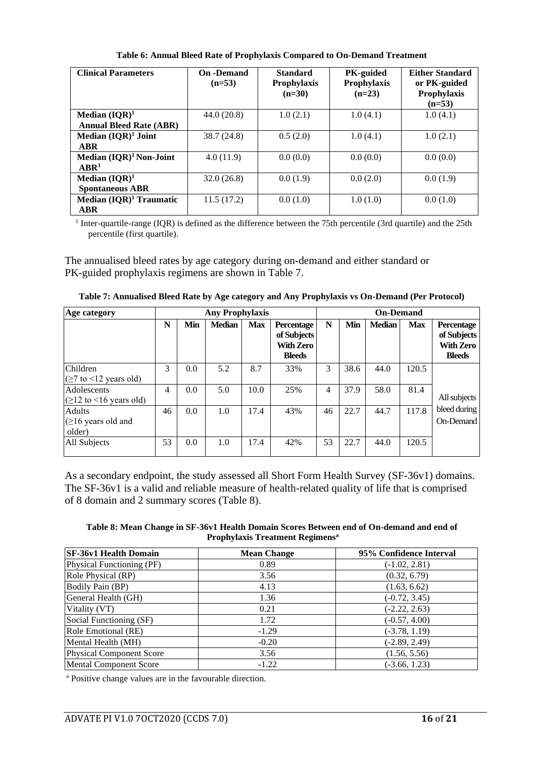**Table 6: Annual Bleed Rate of Prophylaxis Compared to On-Demand Treatment**

| Clinical Parameters | On -Demand (n=53) | Standard Prophylaxis (n=30) | PK-guided Prophylaxis (n=23) | Either Standard or PK-guided Prophylaxis (n=53) |
|---|---|---|---|---|
| **Median (IQR)[1] Annual Bleed Rate (ABR)** | 44.0 (20.8) | 1.0 (2.1) | 1.0 (4.1) | 1.0 (4.1) |
| **Median (IQR)[1] Joint ABR** | 38.7 (24.8) | 0.5 (2.0) | 1.0 (4.1) | 1.0 (2.1) |
| **Median (IQR)[1] Non-Joint ABR[1]** | 4.0 (11.9) | 0.0 (0.0) | 0.0 (0.0) | 0.0 (0.0) |
| **Median (IQR)[1] Spontaneous ABR** | 32.0 (26.8) | 0.0 (1.9) | 0.0 (2.0) | 0.0 (1.9) |
| **Median (IQR)[1] Traumatic ABR** | 11.5 (17.2) | 0.0 (1.0) | 1.0 (1.0) | 0.0 (1.0) |

[1] Inter-quartile-range (IQR) is defined as the difference between the 75th percentile (3rd quartile) and the 25th percentile (first quartile).

The annualised bleed rates by age category during on-demand and either standard or PK-guided prophylaxis regimens are shown in Table 7.

**Table 7: Annualised Bleed Rate by Age category and Any Prophylaxis vs On-Demand (Per Protocol)**

| Age category | Any Prophylaxis | | | | | On-Demand | | | | |
|---|---|---|---|---|---|---|---|---|---|---|
| | **N** | **Min** | **Median** | **Max** | **Percentage of Subjects With Zero Bleeds** | **N** | **Min** | **Median** | **Max** | **Percentage of Subjects With Zero Bleeds** |
| Children (≥7 to <12 years old) | 3 | 0.0 | 5.2 | 8.7 | 33% | 3 | 38.6 | 44.0 | 120.5 | All subjects bleed during On-Demand |
| Adolescents (≥12 to <16 years old) | 4 | 0.0 | 5.0 | 10.0 | 25% | 4 | 37.9 | 58.0 | 81.4 | |
| Adults (≥16 years old and older) | 46 | 0.0 | 1.0 | 17.4 | 43% | 46 | 22.7 | 44.7 | 117.8 | |
| All Subjects | 53 | 0.0 | 1.0 | 17.4 | 42% | 53 | 22.7 | 44.0 | 120.5 | |

As a secondary endpoint, the study assessed all Short Form Health Survey (SF-36v1) domains. The SF-36v1 is a valid and reliable measure of health-related quality of life that is comprised of 8 domain and 2 summary scores (Table 8).

**Table 8: Mean Change in SF-36v1 Health Domain Scores Between end of On-demand and end of Prophylaxis Treatment Regimens[a]**

| SF-36v1 Health Domain | Mean Change | 95% Confidence Interval |
|---|---|---|
| Physical Functioning (PF) | 0.89 | (-1.02, 2.81) |
| Role Physical (RP) | 3.56 | (0.32, 6.79) |
| Bodily Pain (BP) | 4.13 | (1.63, 6.62) |
| General Health (GH) | 1.36 | (-0.72, 3.45) |
| Vitality (VT) | 0.21 | (-2.22, 2.63) |
| Social Functioning (SF) | 1.72 | (-0.57, 4.00) |
| Role Emotional (RE) | -1.29 | (-3.78, 1.19) |
| Mental Health (MH) | -0.20 | (-2.89, 2.49) |
| Physical Component Score | 3.56 | (1.56, 5.56) |
| Mental Component Score | -1.22 | (-3.66, 1.23) |

[a] Positive change values are in the favourable direction.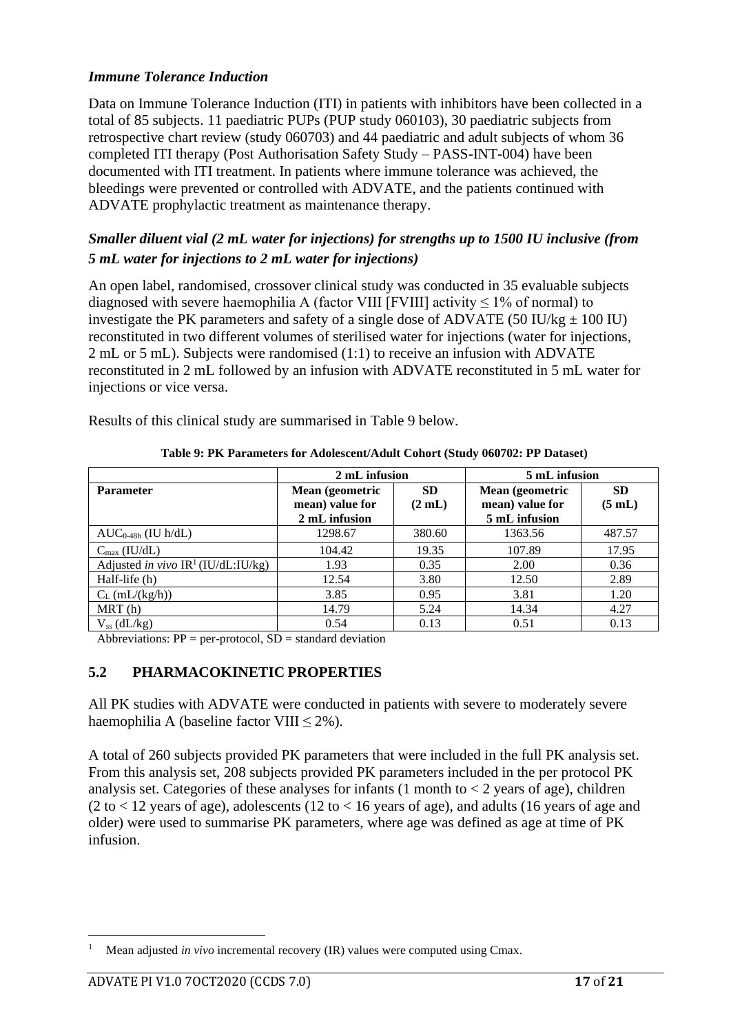### *Immune Tolerance Induction*

Data on Immune Tolerance Induction (ITI) in patients with inhibitors have been collected in a total of 85 subjects. 11 paediatric PUPs (PUP study 060103), 30 paediatric subjects from retrospective chart review (study 060703) and 44 paediatric and adult subjects of whom 36 completed ITI therapy (Post Authorisation Safety Study – PASS-INT-004) have been documented with ITI treatment. In patients where immune tolerance was achieved, the bleedings were prevented or controlled with ADVATE, and the patients continued with ADVATE prophylactic treatment as maintenance therapy.

### *Smaller diluent vial (2 mL water for injections) for strengths up to 1500 IU inclusive (from 5 mL water for injections to 2 mL water for injections)*

An open label, randomised, crossover clinical study was conducted in 35 evaluable subjects diagnosed with severe haemophilia A (factor VIII [FVIII] activity ≤ 1% of normal) to investigate the PK parameters and safety of a single dose of ADVATE (50 IU/kg ± 100 IU) reconstituted in two different volumes of sterilised water for injections (water for injections, 2 mL or 5 mL). Subjects were randomised (1:1) to receive an infusion with ADVATE reconstituted in 2 mL followed by an infusion with ADVATE reconstituted in 5 mL water for injections or vice versa.

Results of this clinical study are summarised in Table 9 below.

**Table 9: PK Parameters for Adolescent/Adult Cohort (Study 060702: PP Dataset)**

| | 2 mL infusion | | 5 mL infusion | |
|---|---|---|---|---|
| **Parameter** | **Mean (geometric mean) value for 2 mL infusion** | **SD (2 mL)** | **Mean (geometric mean) value for 5 mL infusion** | **SD (5 mL)** |
| $AUC_{0\text{-}48h}$ (IU h/dL) | 1298.67 | 380.60 | 1363.56 | 487.57 |
| $C_{max}$ (IU/dL) | 104.42 | 19.35 | 107.89 | 17.95 |
| Adjusted *in vivo* IR[1] (IU/dL:IU/kg) | 1.93 | 0.35 | 2.00 | 0.36 |
| Half-life (h) | 12.54 | 3.80 | 12.50 | 2.89 |
| $C_L$ (mL/(kg/h)) | 3.85 | 0.95 | 3.81 | 1.20 |
| MRT (h) | 14.79 | 5.24 | 14.34 | 4.27 |
| $V_{ss}$ (dL/kg) | 0.54 | 0.13 | 0.51 | 0.13 |

Abbreviations: PP = per-protocol, SD = standard deviation

## 5.2 PHARMACOKINETIC PROPERTIES

All PK studies with ADVATE were conducted in patients with severe to moderately severe haemophilia A (baseline factor VIII ≤ 2%).

A total of 260 subjects provided PK parameters that were included in the full PK analysis set. From this analysis set, 208 subjects provided PK parameters included in the per protocol PK analysis set. Categories of these analyses for infants (1 month to < 2 years of age), children (2 to < 12 years of age), adolescents (12 to < 16 years of age), and adults (16 years of age and older) were used to summarise PK parameters, where age was defined as age at time of PK infusion.

[1] Mean adjusted *in vivo* incremental recovery (IR) values were computed using Cmax.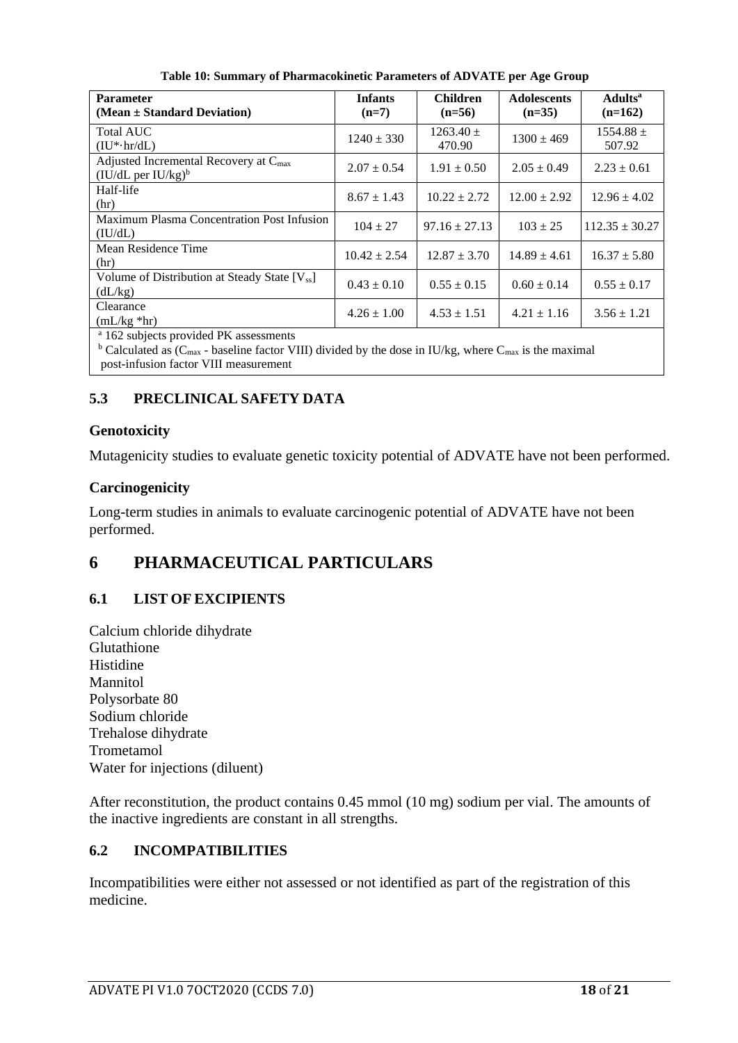**Table 10: Summary of Pharmacokinetic Parameters of ADVATE per Age Group**

| Parameter (Mean ± Standard Deviation) | Infants (n=7) | Children (n=56) | Adolescents (n=35) | Adults[a] (n=162) |
|---|---|---|---|---|
| Total AUC (IU*·hr/dL) | 1240 ± 330 | 1263.40 ± 470.90 | 1300 ± 469 | 1554.88 ± 507.92 |
| Adjusted Incremental Recovery at $C_{max}$ (IU/dL per IU/kg)[b] | 2.07 ± 0.54 | 1.91 ± 0.50 | 2.05 ± 0.49 | 2.23 ± 0.61 |
| Half-life (hr) | 8.67 ± 1.43 | 10.22 ± 2.72 | 12.00 ± 2.92 | 12.96 ± 4.02 |
| Maximum Plasma Concentration Post Infusion (IU/dL) | 104 ± 27 | 97.16 ± 27.13 | 103 ± 25 | 112.35 ± 30.27 |
| Mean Residence Time (hr) | 10.42 ± 2.54 | 12.87 ± 3.70 | 14.89 ± 4.61 | 16.37 ± 5.80 |
| Volume of Distribution at Steady State [$V_{ss}$] (dL/kg) | 0.43 ± 0.10 | 0.55 ± 0.15 | 0.60 ± 0.14 | 0.55 ± 0.17 |
| Clearance (mL/kg *hr) | 4.26 ± 1.00 | 4.53 ± 1.51 | 4.21 ± 1.16 | 3.56 ± 1.21 |

[a] 162 subjects provided PK assessments
[b] Calculated as ($C_{max}$ - baseline factor VIII) divided by the dose in IU/kg, where $C_{max}$ is the maximal post-infusion factor VIII measurement

### 5.3 PRECLINICAL SAFETY DATA

**Genotoxicity**

Mutagenicity studies to evaluate genetic toxicity potential of ADVATE have not been performed.

**Carcinogenicity**

Long-term studies in animals to evaluate carcinogenic potential of ADVATE have not been performed.

## 6 PHARMACEUTICAL PARTICULARS

### 6.1 LIST OF EXCIPIENTS

Calcium chloride dihydrate
Glutathione
Histidine
Mannitol
Polysorbate 80
Sodium chloride
Trehalose dihydrate
Trometamol
Water for injections (diluent)

After reconstitution, the product contains 0.45 mmol (10 mg) sodium per vial. The amounts of the inactive ingredients are constant in all strengths.

### 6.2 INCOMPATIBILITIES

Incompatibilities were either not assessed or not identified as part of the registration of this medicine.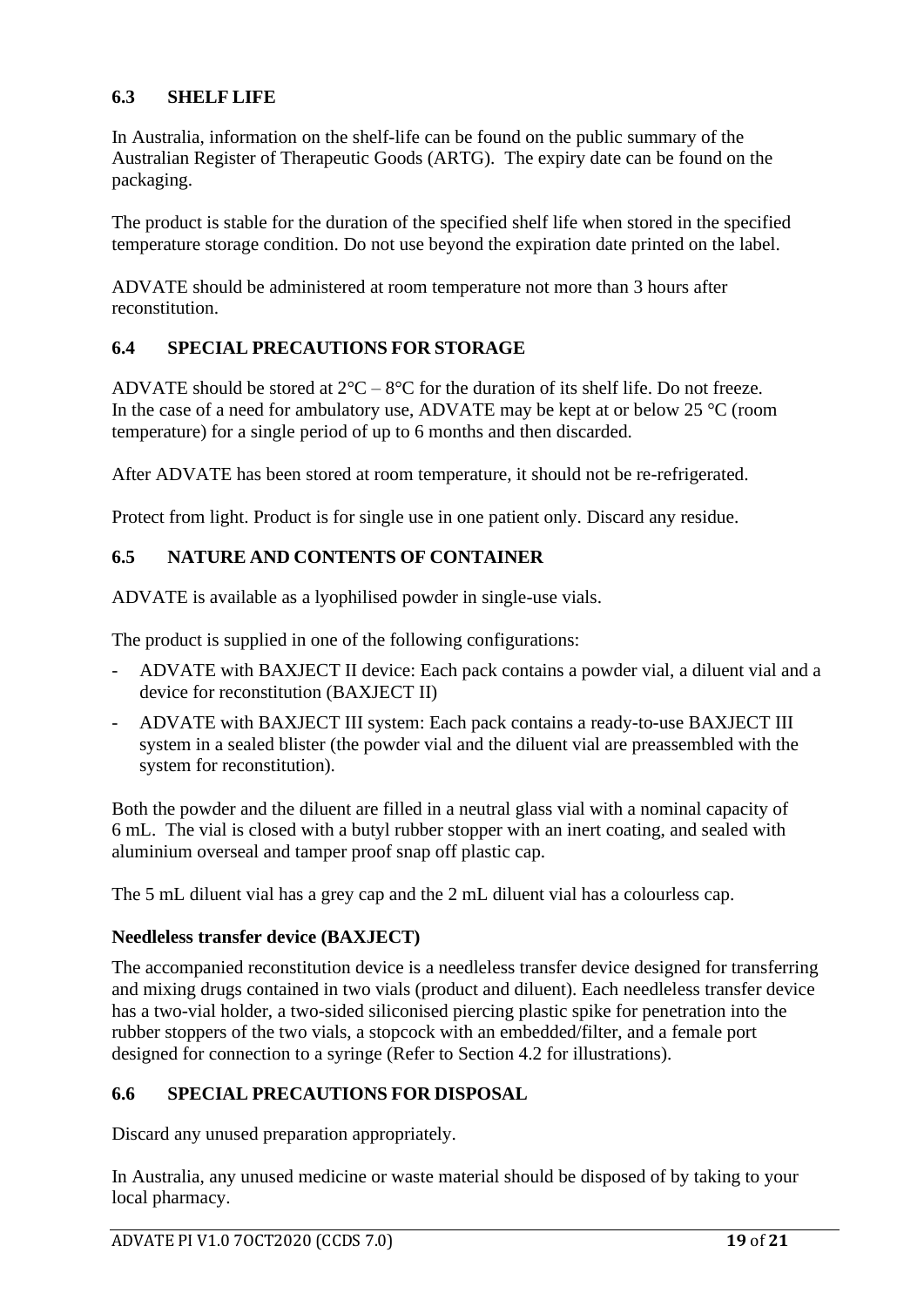## 6.3 SHELF LIFE

In Australia, information on the shelf-life can be found on the public summary of the Australian Register of Therapeutic Goods (ARTG). The expiry date can be found on the packaging.

The product is stable for the duration of the specified shelf life when stored in the specified temperature storage condition. Do not use beyond the expiration date printed on the label.

ADVATE should be administered at room temperature not more than 3 hours after reconstitution.

## 6.4 SPECIAL PRECAUTIONS FOR STORAGE

ADVATE should be stored at 2°C – 8°C for the duration of its shelf life. Do not freeze. In the case of a need for ambulatory use, ADVATE may be kept at or below 25 °C (room temperature) for a single period of up to 6 months and then discarded.

After ADVATE has been stored at room temperature, it should not be re-refrigerated.

Protect from light. Product is for single use in one patient only. Discard any residue.

## 6.5 NATURE AND CONTENTS OF CONTAINER

ADVATE is available as a lyophilised powder in single-use vials.

The product is supplied in one of the following configurations:

- ADVATE with BAXJECT II device: Each pack contains a powder vial, a diluent vial and a device for reconstitution (BAXJECT II)
- ADVATE with BAXJECT III system: Each pack contains a ready-to-use BAXJECT III system in a sealed blister (the powder vial and the diluent vial are preassembled with the system for reconstitution).

Both the powder and the diluent are filled in a neutral glass vial with a nominal capacity of 6 mL. The vial is closed with a butyl rubber stopper with an inert coating, and sealed with aluminium overseal and tamper proof snap off plastic cap.

The 5 mL diluent vial has a grey cap and the 2 mL diluent vial has a colourless cap.

### Needleless transfer device (BAXJECT)

The accompanied reconstitution device is a needleless transfer device designed for transferring and mixing drugs contained in two vials (product and diluent). Each needleless transfer device has a two-vial holder, a two-sided siliconised piercing plastic spike for penetration into the rubber stoppers of the two vials, a stopcock with an embedded/filter, and a female port designed for connection to a syringe (Refer to Section 4.2 for illustrations).

## 6.6 SPECIAL PRECAUTIONS FOR DISPOSAL

Discard any unused preparation appropriately.

In Australia, any unused medicine or waste material should be disposed of by taking to your local pharmacy.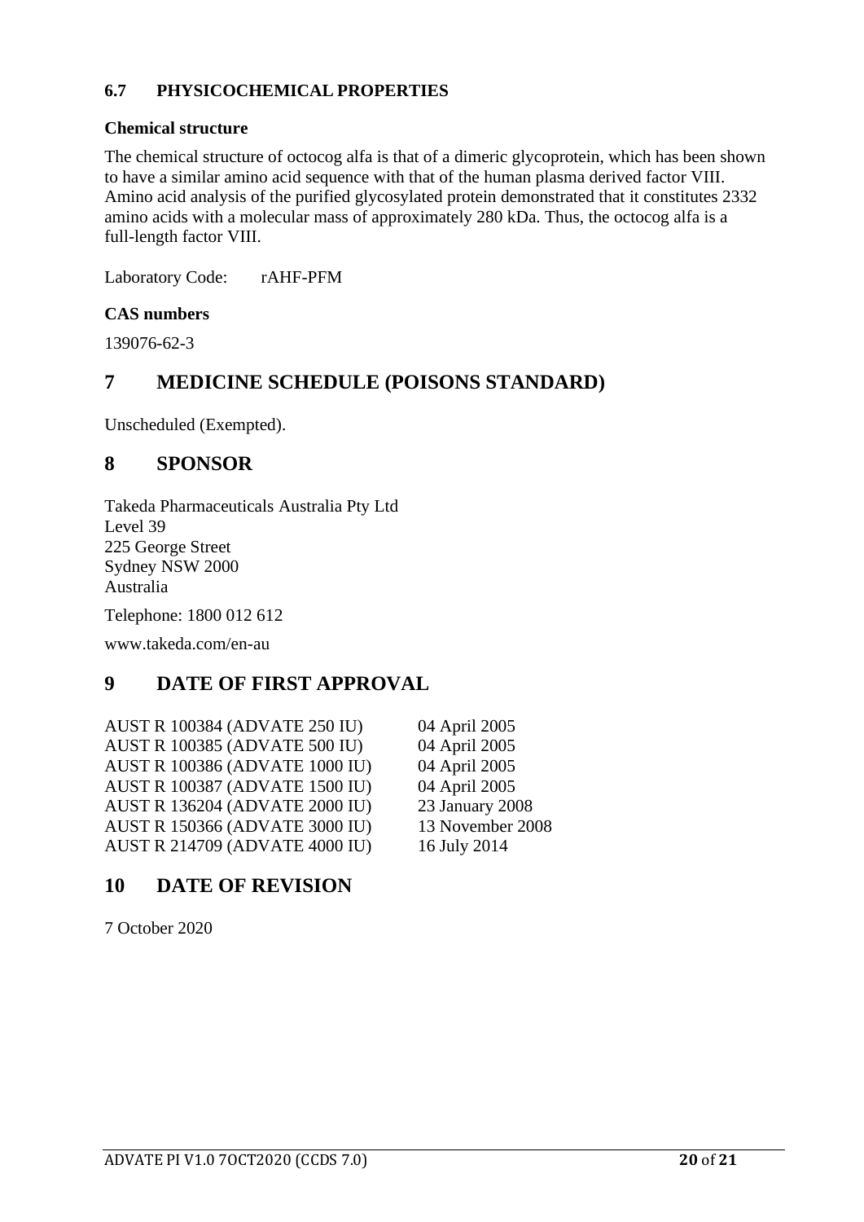### 6.7 PHYSICOCHEMICAL PROPERTIES

**Chemical structure**

The chemical structure of octocog alfa is that of a dimeric glycoprotein, which has been shown to have a similar amino acid sequence with that of the human plasma derived factor VIII. Amino acid analysis of the purified glycosylated protein demonstrated that it constitutes 2332 amino acids with a molecular mass of approximately 280 kDa. Thus, the octocog alfa is a full-length factor VIII.

Laboratory Code: rAHF-PFM

**CAS numbers**

139076-62-3

# 7 MEDICINE SCHEDULE (POISONS STANDARD)

Unscheduled (Exempted).

# 8 SPONSOR

Takeda Pharmaceuticals Australia Pty Ltd
Level 39
225 George Street
Sydney NSW 2000
Australia

Telephone: 1800 012 612

www.takeda.com/en-au

# 9 DATE OF FIRST APPROVAL

| | |
|---|---|
| AUST R 100384 (ADVATE 250 IU) | 04 April 2005 |
| AUST R 100385 (ADVATE 500 IU) | 04 April 2005 |
| AUST R 100386 (ADVATE 1000 IU) | 04 April 2005 |
| AUST R 100387 (ADVATE 1500 IU) | 04 April 2005 |
| AUST R 136204 (ADVATE 2000 IU) | 23 January 2008 |
| AUST R 150366 (ADVATE 3000 IU) | 13 November 2008 |
| AUST R 214709 (ADVATE 4000 IU) | 16 July 2014 |

# 10 DATE OF REVISION

7 October 2020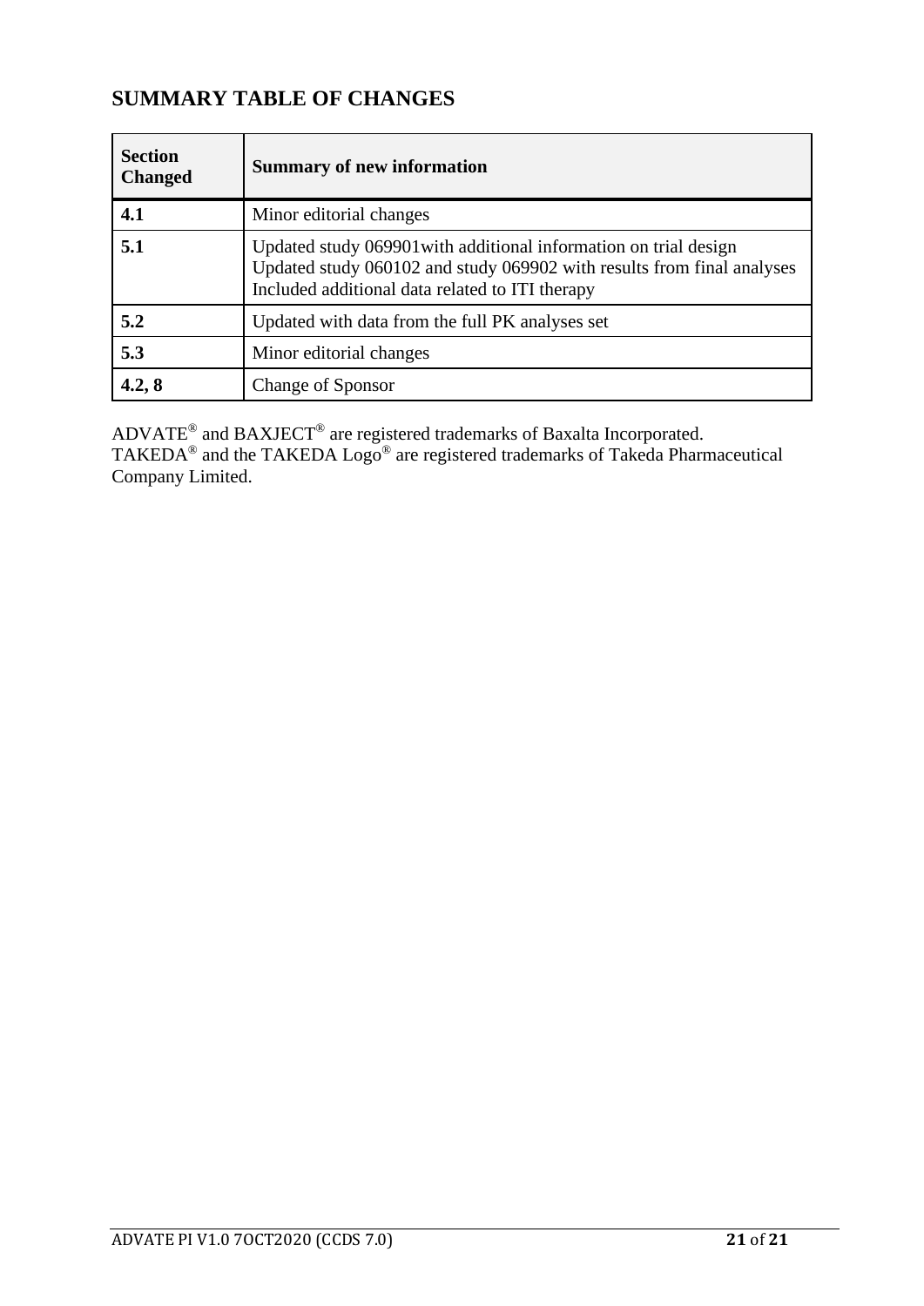## SUMMARY TABLE OF CHANGES

| Section Changed | Summary of new information |
|---|---|
| **4.1** | Minor editorial changes |
| **5.1** | Updated study 069901with additional information on trial design<br>Updated study 060102 and study 069902 with results from final analyses<br>Included additional data related to ITI therapy |
| **5.2** | Updated with data from the full PK analyses set |
| **5.3** | Minor editorial changes |
| **4.2, 8** | Change of Sponsor |

ADVATE® and BAXJECT® are registered trademarks of Baxalta Incorporated.
TAKEDA® and the TAKEDA Logo® are registered trademarks of Takeda Pharmaceutical Company Limited.